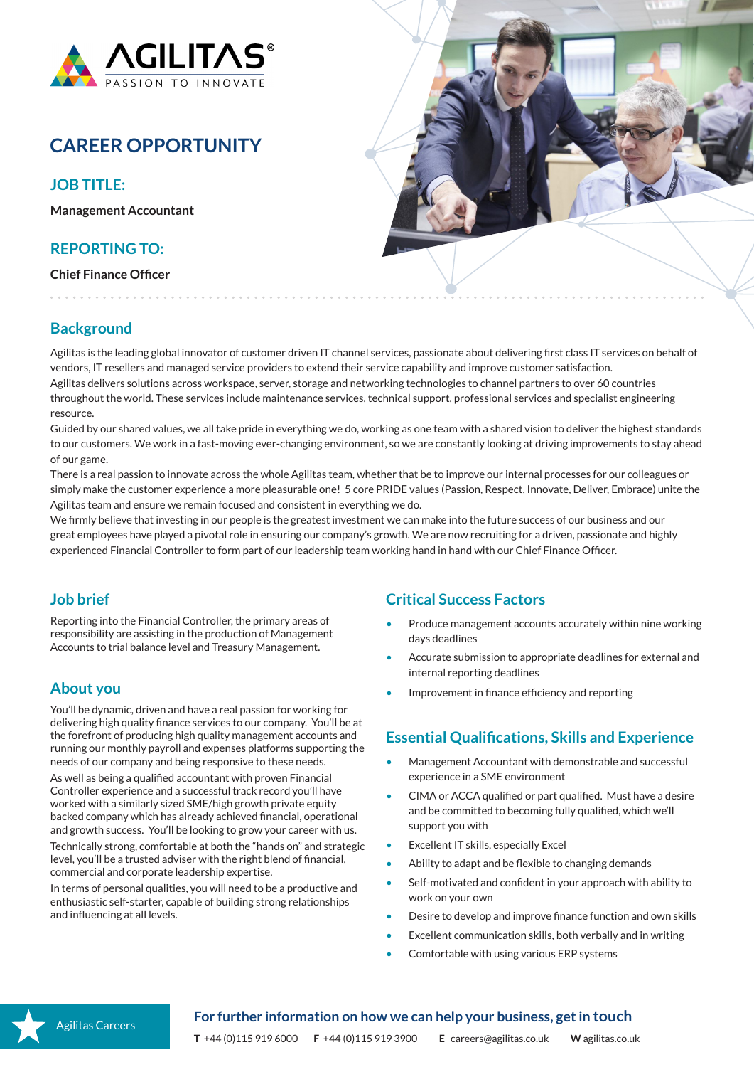AGILITAS®
PASSION TO INNOVATE

# CAREER OPPORTUNITY

## JOB TITLE:

**Management Accountant**

## REPORTING TO:

**Chief Finance Officer**

## Background

Agilitas is the leading global innovator of customer driven IT channel services, passionate about delivering first class IT services on behalf of vendors, IT resellers and managed service providers to extend their service capability and improve customer satisfaction.
Agilitas delivers solutions across workspace, server, storage and networking technologies to channel partners to over 60 countries throughout the world. These services include maintenance services, technical support, professional services and specialist engineering resource.
Guided by our shared values, we all take pride in everything we do, working as one team with a shared vision to deliver the highest standards to our customers. We work in a fast-moving ever-changing environment, so we are constantly looking at driving improvements to stay ahead of our game.
There is a real passion to innovate across the whole Agilitas team, whether that be to improve our internal processes for our colleagues or simply make the customer experience a more pleasurable one! 5 core PRIDE values (Passion, Respect, Innovate, Deliver, Embrace) unite the Agilitas team and ensure we remain focused and consistent in everything we do.
We firmly believe that investing in our people is the greatest investment we can make into the future success of our business and our great employees have played a pivotal role in ensuring our company's growth. We are now recruiting for a driven, passionate and highly experienced Financial Controller to form part of our leadership team working hand in hand with our Chief Finance Officer.

## Job brief

Reporting into the Financial Controller, the primary areas of responsibility are assisting in the production of Management Accounts to trial balance level and Treasury Management.

## About you

You'll be dynamic, driven and have a real passion for working for delivering high quality finance services to our company. You'll be at the forefront of producing high quality management accounts and running our monthly payroll and expenses platforms supporting the needs of our company and being responsive to these needs.

As well as being a qualified accountant with proven Financial Controller experience and a successful track record you'll have worked with a similarly sized SME/high growth private equity backed company which has already achieved financial, operational and growth success. You'll be looking to grow your career with us.

Technically strong, comfortable at both the "hands on" and strategic level, you'll be a trusted adviser with the right blend of financial, commercial and corporate leadership expertise.

In terms of personal qualities, you will need to be a productive and enthusiastic self-starter, capable of building strong relationships and influencing at all levels.

## Critical Success Factors

- Produce management accounts accurately within nine working days deadlines
- Accurate submission to appropriate deadlines for external and internal reporting deadlines
- Improvement in finance efficiency and reporting

## Essential Qualifications, Skills and Experience

- Management Accountant with demonstrable and successful experience in a SME environment
- CIMA or ACCA qualified or part qualified. Must have a desire and be committed to becoming fully qualified, which we'll support you with
- Excellent IT skills, especially Excel
- Ability to adapt and be flexible to changing demands
- Self-motivated and confident in your approach with ability to work on your own
- Desire to develop and improve finance function and own skills
- Excellent communication skills, both verbally and in writing
- Comfortable with using various ERP systems

Agilitas Careers

**For further information on how we can help your business, get in touch**

**T** +44 (0)115 919 6000 **F** +44 (0)115 919 3900 **E** careers@agilitas.co.uk **W** agilitas.co.uk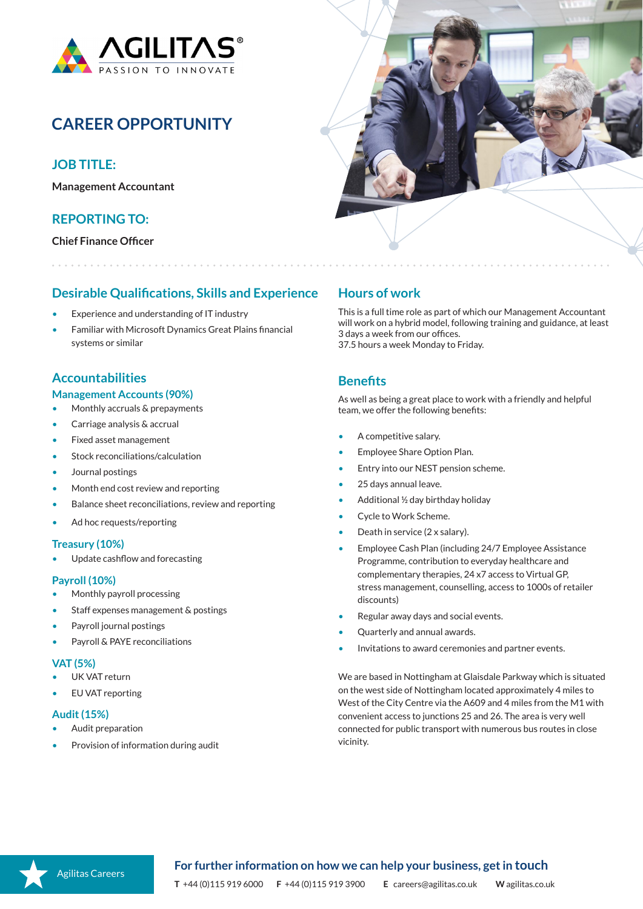AGILITAS®
PASSION TO INNOVATE

# CAREER OPPORTUNITY

## JOB TITLE:

**Management Accountant**

## REPORTING TO:

**Chief Finance Officer**

## Desirable Qualifications, Skills and Experience

- Experience and understanding of IT industry
- Familiar with Microsoft Dynamics Great Plains financial systems or similar

## Accountabilities

### Management Accounts (90%)

- Monthly accruals & prepayments
- Carriage analysis & accrual
- Fixed asset management
- Stock reconciliations/calculation
- Journal postings
- Month end cost review and reporting
- Balance sheet reconciliations, review and reporting
- Ad hoc requests/reporting

### Treasury (10%)

- Update cashflow and forecasting

### Payroll (10%)

- Monthly payroll processing
- Staff expenses management & postings
- Payroll journal postings
- Payroll & PAYE reconciliations

### VAT (5%)

- UK VAT return
- EU VAT reporting

### Audit (15%)

- Audit preparation
- Provision of information during audit

## Hours of work

This is a full time role as part of which our Management Accountant will work on a hybrid model, following training and guidance, at least 3 days a week from our offices.
37.5 hours a week Monday to Friday.

## Benefits

As well as being a great place to work with a friendly and helpful team, we offer the following benefits:

- A competitive salary.
- Employee Share Option Plan.
- Entry into our NEST pension scheme.
- 25 days annual leave.
- Additional ½ day birthday holiday
- Cycle to Work Scheme.
- Death in service (2 x salary).
- Employee Cash Plan (including 24/7 Employee Assistance Programme, contribution to everyday healthcare and complementary therapies, 24 x7 access to Virtual GP, stress management, counselling, access to 1000s of retailer discounts)
- Regular away days and social events.
- Quarterly and annual awards.
- Invitations to award ceremonies and partner events.

We are based in Nottingham at Glaisdale Parkway which is situated on the west side of Nottingham located approximately 4 miles to West of the City Centre via the A609 and 4 miles from the M1 with convenient access to junctions 25 and 26. The area is very well connected for public transport with numerous bus routes in close vicinity.

Agilitas Careers

**For further information on how we can help your business, get in touch**

**T** +44 (0)115 919 6000 **F** +44 (0)115 919 3900 **E** careers@agilitas.co.uk **W** agilitas.co.uk